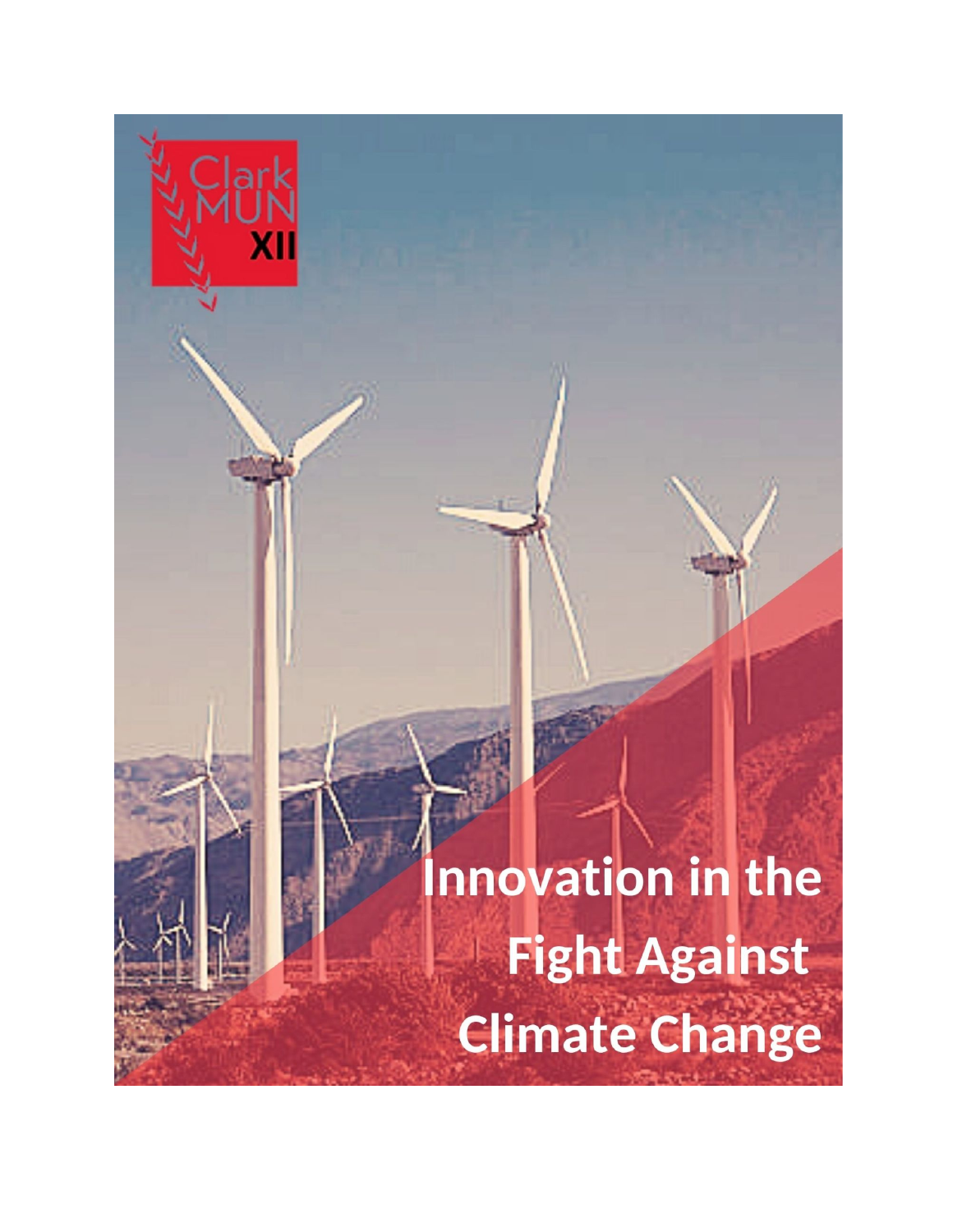Clark MUN XII

# Innovation in the Fight Against Climate Change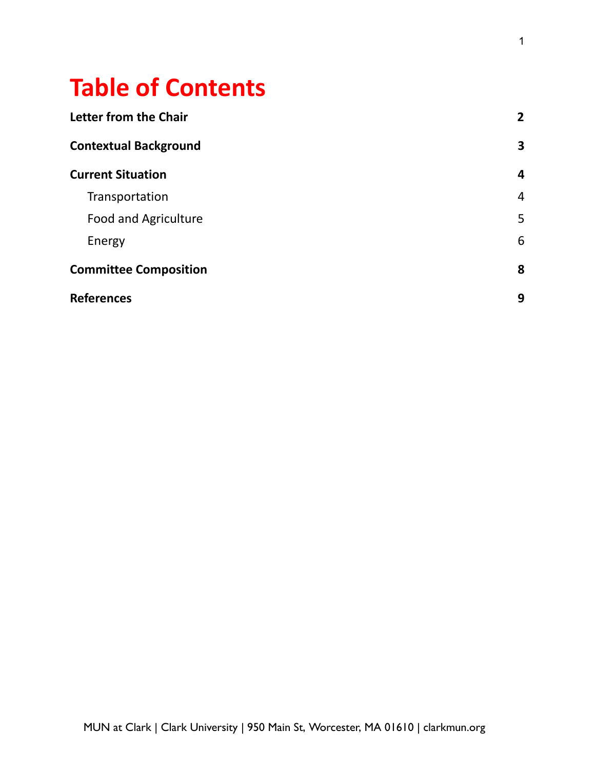# Table of Contents

| | |
|---|---|
| **Letter from the Chair** | **2** |
| **Contextual Background** | **3** |
| **Current Situation** | **4** |
| Transportation | 4 |
| Food and Agriculture | 5 |
| Energy | 6 |
| **Committee Composition** | **8** |
| **References** | **9** |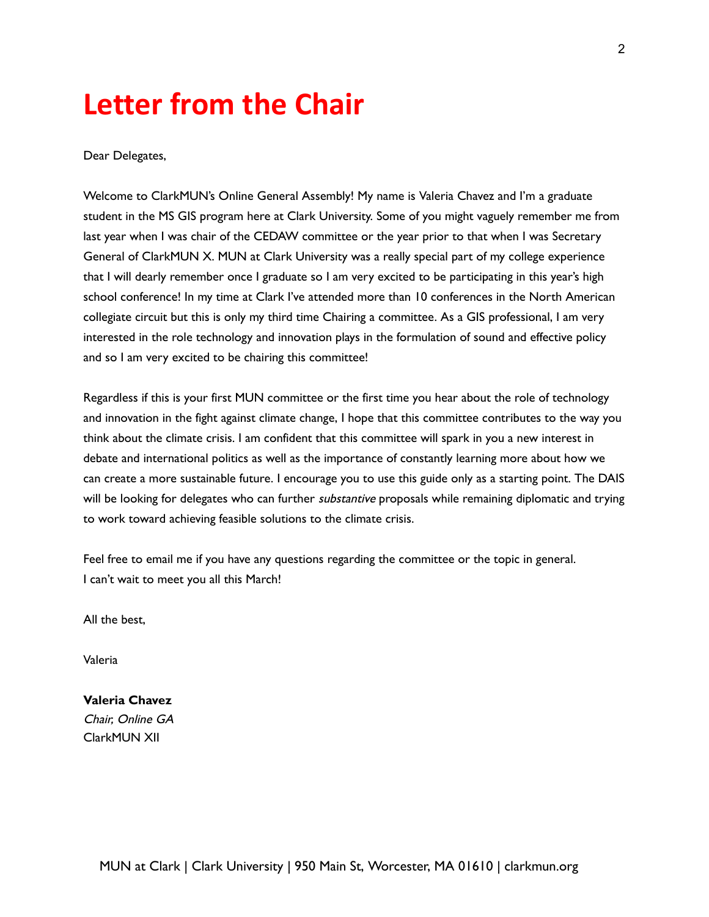# Letter from the Chair

Dear Delegates,

Welcome to ClarkMUN's Online General Assembly! My name is Valeria Chavez and I'm a graduate student in the MS GIS program here at Clark University. Some of you might vaguely remember me from last year when I was chair of the CEDAW committee or the year prior to that when I was Secretary General of ClarkMUN X. MUN at Clark University was a really special part of my college experience that I will dearly remember once I graduate so I am very excited to be participating in this year's high school conference! In my time at Clark I've attended more than 10 conferences in the North American collegiate circuit but this is only my third time Chairing a committee. As a GIS professional, I am very interested in the role technology and innovation plays in the formulation of sound and effective policy and so I am very excited to be chairing this committee!

Regardless if this is your first MUN committee or the first time you hear about the role of technology and innovation in the fight against climate change, I hope that this committee contributes to the way you think about the climate crisis. I am confident that this committee will spark in you a new interest in debate and international politics as well as the importance of constantly learning more about how we can create a more sustainable future. I encourage you to use this guide only as a starting point. The DAIS will be looking for delegates who can further *substantive* proposals while remaining diplomatic and trying to work toward achieving feasible solutions to the climate crisis.

Feel free to email me if you have any questions regarding the committee or the topic in general.
I can't wait to meet you all this March!

All the best,

Valeria

**Valeria Chavez**
*Chair, Online GA*
ClarkMUN XII

MUN at Clark | Clark University | 950 Main St, Worcester, MA 01610 | clarkmun.org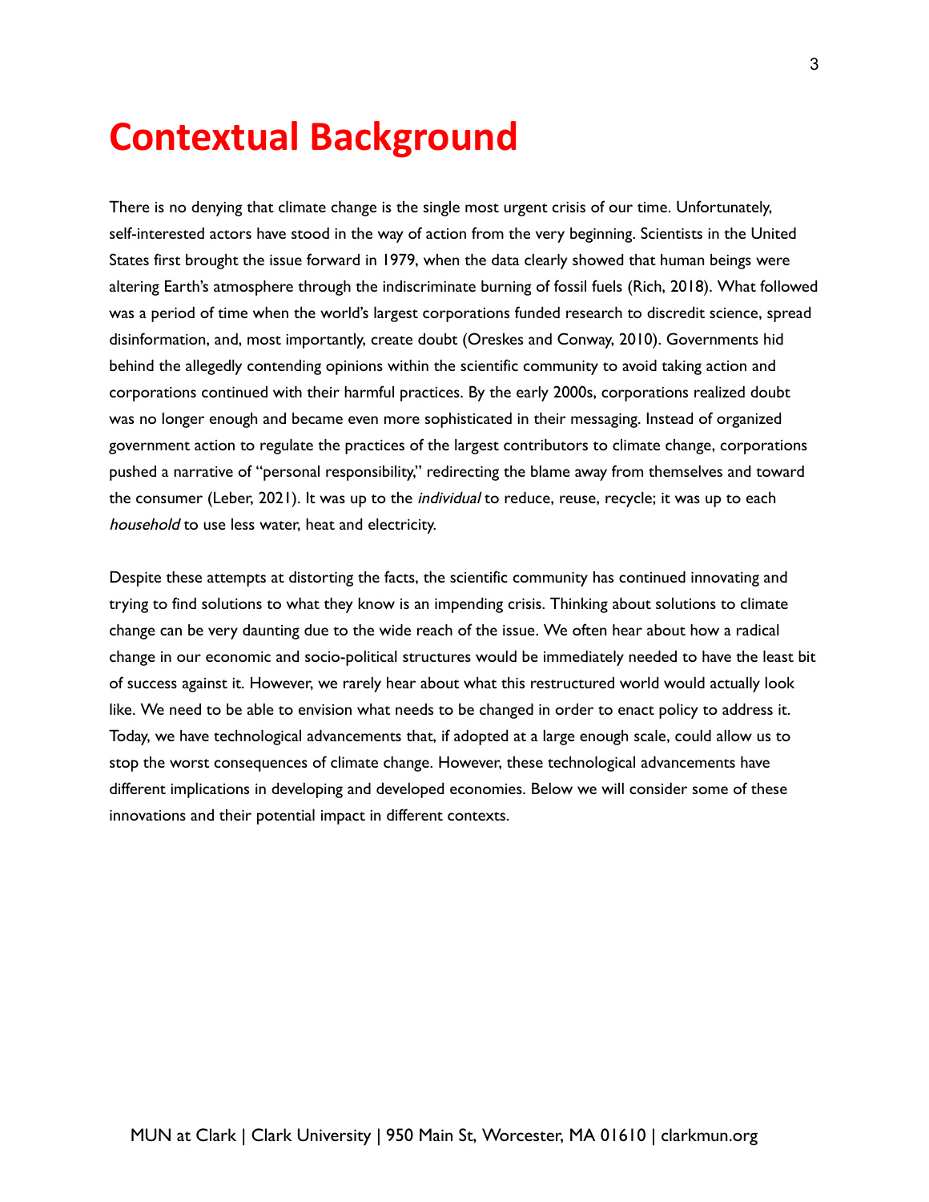# Contextual Background

There is no denying that climate change is the single most urgent crisis of our time. Unfortunately, self-interested actors have stood in the way of action from the very beginning. Scientists in the United States first brought the issue forward in 1979, when the data clearly showed that human beings were altering Earth's atmosphere through the indiscriminate burning of fossil fuels (Rich, 2018). What followed was a period of time when the world's largest corporations funded research to discredit science, spread disinformation, and, most importantly, create doubt (Oreskes and Conway, 2010). Governments hid behind the allegedly contending opinions within the scientific community to avoid taking action and corporations continued with their harmful practices. By the early 2000s, corporations realized doubt was no longer enough and became even more sophisticated in their messaging. Instead of organized government action to regulate the practices of the largest contributors to climate change, corporations pushed a narrative of "personal responsibility," redirecting the blame away from themselves and toward the consumer (Leber, 2021). It was up to the *individual* to reduce, reuse, recycle; it was up to each *household* to use less water, heat and electricity.

Despite these attempts at distorting the facts, the scientific community has continued innovating and trying to find solutions to what they know is an impending crisis. Thinking about solutions to climate change can be very daunting due to the wide reach of the issue. We often hear about how a radical change in our economic and socio-political structures would be immediately needed to have the least bit of success against it. However, we rarely hear about what this restructured world would actually look like. We need to be able to envision what needs to be changed in order to enact policy to address it. Today, we have technological advancements that, if adopted at a large enough scale, could allow us to stop the worst consequences of climate change. However, these technological advancements have different implications in developing and developed economies. Below we will consider some of these innovations and their potential impact in different contexts.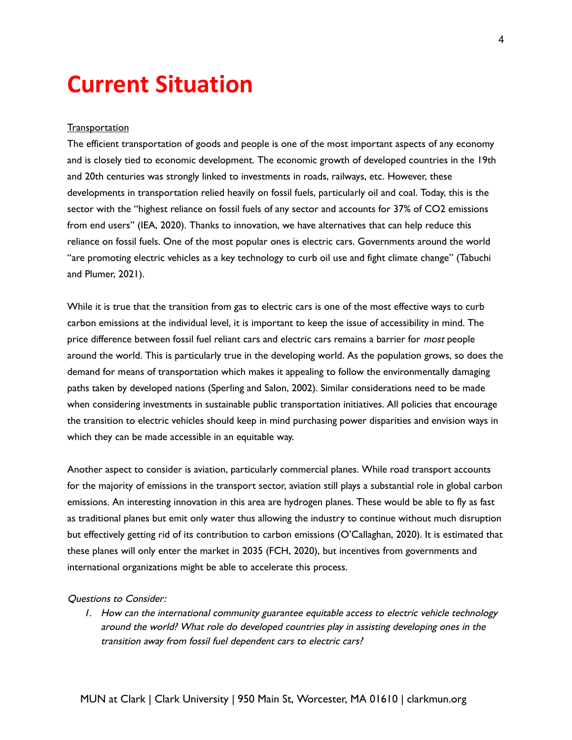# Current Situation

Transportation

The efficient transportation of goods and people is one of the most important aspects of any economy and is closely tied to economic development. The economic growth of developed countries in the 19th and 20th centuries was strongly linked to investments in roads, railways, etc. However, these developments in transportation relied heavily on fossil fuels, particularly oil and coal. Today, this is the sector with the "highest reliance on fossil fuels of any sector and accounts for 37% of $CO_2$ emissions from end users" (IEA, 2020). Thanks to innovation, we have alternatives that can help reduce this reliance on fossil fuels. One of the most popular ones is electric cars. Governments around the world "are promoting electric vehicles as a key technology to curb oil use and fight climate change" (Tabuchi and Plumer, 2021).

While it is true that the transition from gas to electric cars is one of the most effective ways to curb carbon emissions at the individual level, it is important to keep the issue of accessibility in mind. The price difference between fossil fuel reliant cars and electric cars remains a barrier for *most* people around the world. This is particularly true in the developing world. As the population grows, so does the demand for means of transportation which makes it appealing to follow the environmentally damaging paths taken by developed nations (Sperling and Salon, 2002). Similar considerations need to be made when considering investments in sustainable public transportation initiatives. All policies that encourage the transition to electric vehicles should keep in mind purchasing power disparities and envision ways in which they can be made accessible in an equitable way.

Another aspect to consider is aviation, particularly commercial planes. While road transport accounts for the majority of emissions in the transport sector, aviation still plays a substantial role in global carbon emissions. An interesting innovation in this area are hydrogen planes. These would be able to fly as fast as traditional planes but emit only water thus allowing the industry to continue without much disruption but effectively getting rid of its contribution to carbon emissions (O'Callaghan, 2020). It is estimated that these planes will only enter the market in 2035 (FCH, 2020), but incentives from governments and international organizations might be able to accelerate this process.

*Questions to Consider:*

1. *How can the international community guarantee equitable access to electric vehicle technology around the world? What role do developed countries play in assisting developing ones in the transition away from fossil fuel dependent cars to electric cars?*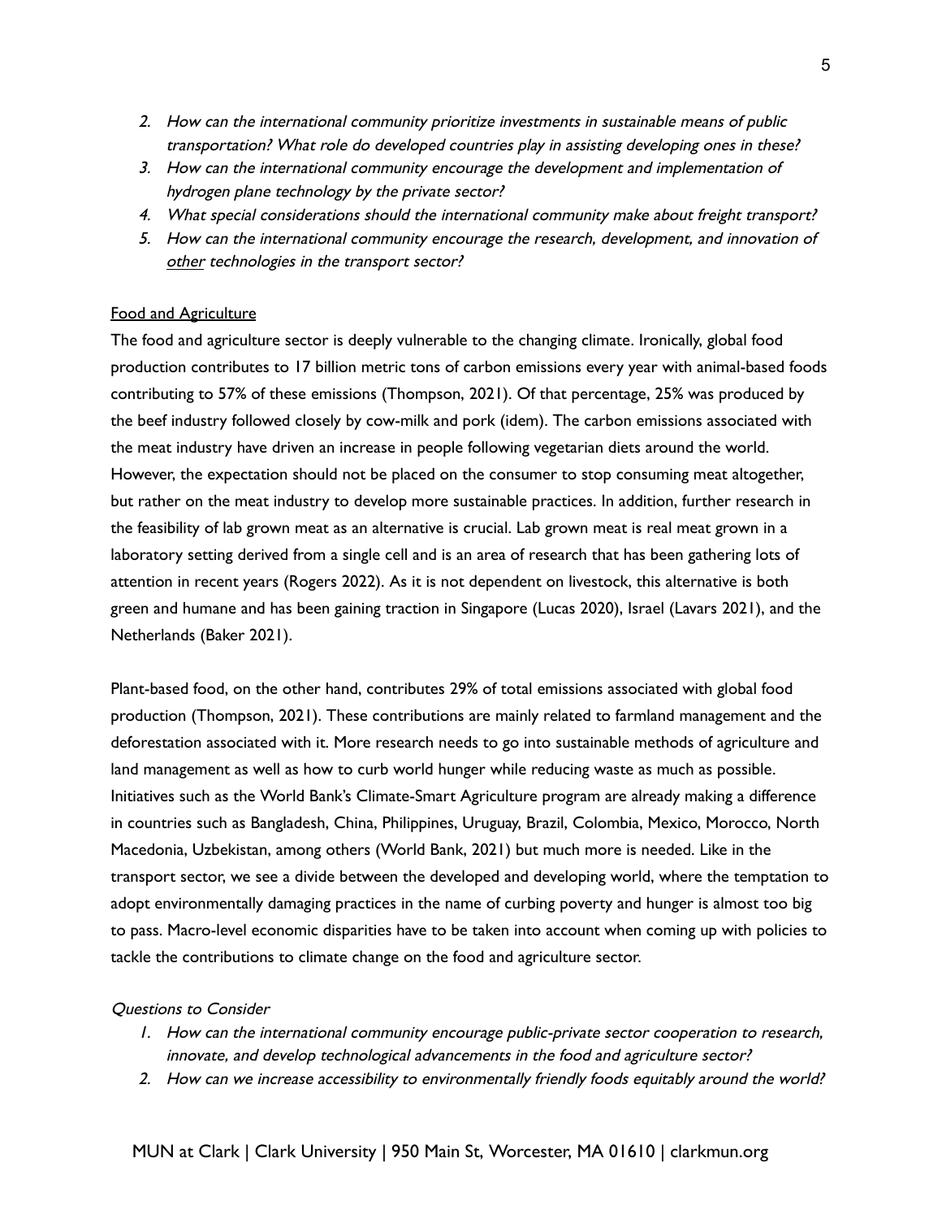2. *How can the international community prioritize investments in sustainable means of public transportation? What role do developed countries play in assisting developing ones in these?*
3. *How can the international community encourage the development and implementation of hydrogen plane technology by the private sector?*
4. *What special considerations should the international community make about freight transport?*
5. *How can the international community encourage the research, development, and innovation of <u>other</u> technologies in the transport sector?*

<u>Food and Agriculture</u>

The food and agriculture sector is deeply vulnerable to the changing climate. Ironically, global food production contributes to 17 billion metric tons of carbon emissions every year with animal-based foods contributing to 57% of these emissions (Thompson, 2021). Of that percentage, 25% was produced by the beef industry followed closely by cow-milk and pork (idem). The carbon emissions associated with the meat industry have driven an increase in people following vegetarian diets around the world. However, the expectation should not be placed on the consumer to stop consuming meat altogether, but rather on the meat industry to develop more sustainable practices. In addition, further research in the feasibility of lab grown meat as an alternative is crucial. Lab grown meat is real meat grown in a laboratory setting derived from a single cell and is an area of research that has been gathering lots of attention in recent years (Rogers 2022). As it is not dependent on livestock, this alternative is both green and humane and has been gaining traction in Singapore (Lucas 2020), Israel (Lavars 2021), and the Netherlands (Baker 2021).

Plant-based food, on the other hand, contributes 29% of total emissions associated with global food production (Thompson, 2021). These contributions are mainly related to farmland management and the deforestation associated with it. More research needs to go into sustainable methods of agriculture and land management as well as how to curb world hunger while reducing waste as much as possible. Initiatives such as the World Bank's Climate-Smart Agriculture program are already making a difference in countries such as Bangladesh, China, Philippines, Uruguay, Brazil, Colombia, Mexico, Morocco, North Macedonia, Uzbekistan, among others (World Bank, 2021) but much more is needed. Like in the transport sector, we see a divide between the developed and developing world, where the temptation to adopt environmentally damaging practices in the name of curbing poverty and hunger is almost too big to pass. Macro-level economic disparities have to be taken into account when coming up with policies to tackle the contributions to climate change on the food and agriculture sector.

*Questions to Consider*

1. *How can the international community encourage public-private sector cooperation to research, innovate, and develop technological advancements in the food and agriculture sector?*
2. *How can we increase accessibility to environmentally friendly foods equitably around the world?*

MUN at Clark | Clark University | 950 Main St, Worcester, MA 01610 | clarkmun.org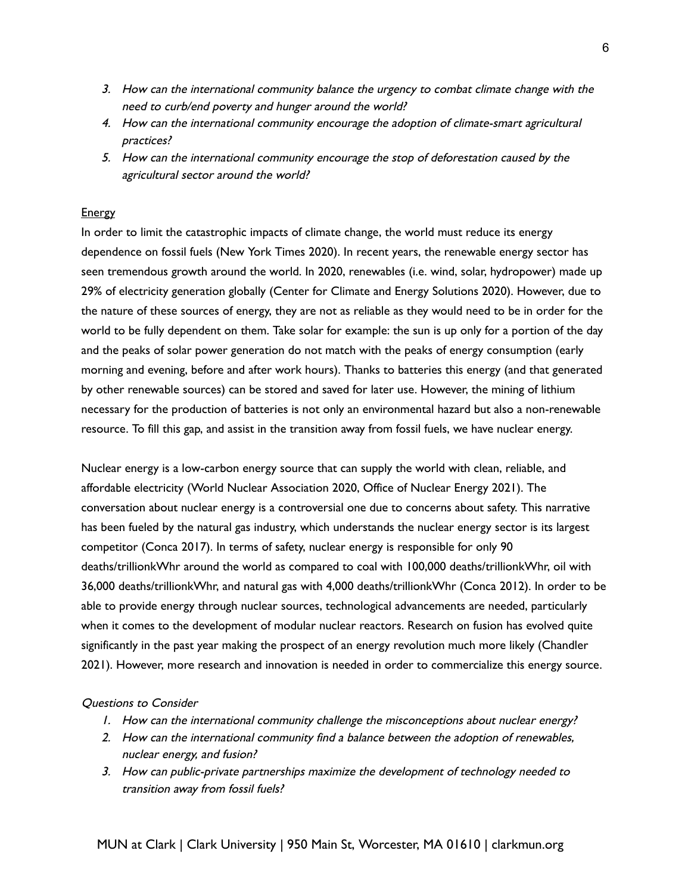3. *How can the international community balance the urgency to combat climate change with the need to curb/end poverty and hunger around the world?*
4. *How can the international community encourage the adoption of climate-smart agricultural practices?*
5. *How can the international community encourage the stop of deforestation caused by the agricultural sector around the world?*

<u>Energy</u>

In order to limit the catastrophic impacts of climate change, the world must reduce its energy dependence on fossil fuels (New York Times 2020). In recent years, the renewable energy sector has seen tremendous growth around the world. In 2020, renewables (i.e. wind, solar, hydropower) made up 29% of electricity generation globally (Center for Climate and Energy Solutions 2020). However, due to the nature of these sources of energy, they are not as reliable as they would need to be in order for the world to be fully dependent on them. Take solar for example: the sun is up only for a portion of the day and the peaks of solar power generation do not match with the peaks of energy consumption (early morning and evening, before and after work hours). Thanks to batteries this energy (and that generated by other renewable sources) can be stored and saved for later use. However, the mining of lithium necessary for the production of batteries is not only an environmental hazard but also a non-renewable resource. To fill this gap, and assist in the transition away from fossil fuels, we have nuclear energy.

Nuclear energy is a low-carbon energy source that can supply the world with clean, reliable, and affordable electricity (World Nuclear Association 2020, Office of Nuclear Energy 2021). The conversation about nuclear energy is a controversial one due to concerns about safety. This narrative has been fueled by the natural gas industry, which understands the nuclear energy sector is its largest competitor (Conca 2017). In terms of safety, nuclear energy is responsible for only 90 deaths/trillionkWhr around the world as compared to coal with 100,000 deaths/trillionkWhr, oil with 36,000 deaths/trillionkWhr, and natural gas with 4,000 deaths/trillionkWhr (Conca 2012). In order to be able to provide energy through nuclear sources, technological advancements are needed, particularly when it comes to the development of modular nuclear reactors. Research on fusion has evolved quite significantly in the past year making the prospect of an energy revolution much more likely (Chandler 2021). However, more research and innovation is needed in order to commercialize this energy source.

*Questions to Consider*

1. *How can the international community challenge the misconceptions about nuclear energy?*
2. *How can the international community find a balance between the adoption of renewables, nuclear energy, and fusion?*
3. *How can public-private partnerships maximize the development of technology needed to transition away from fossil fuels?*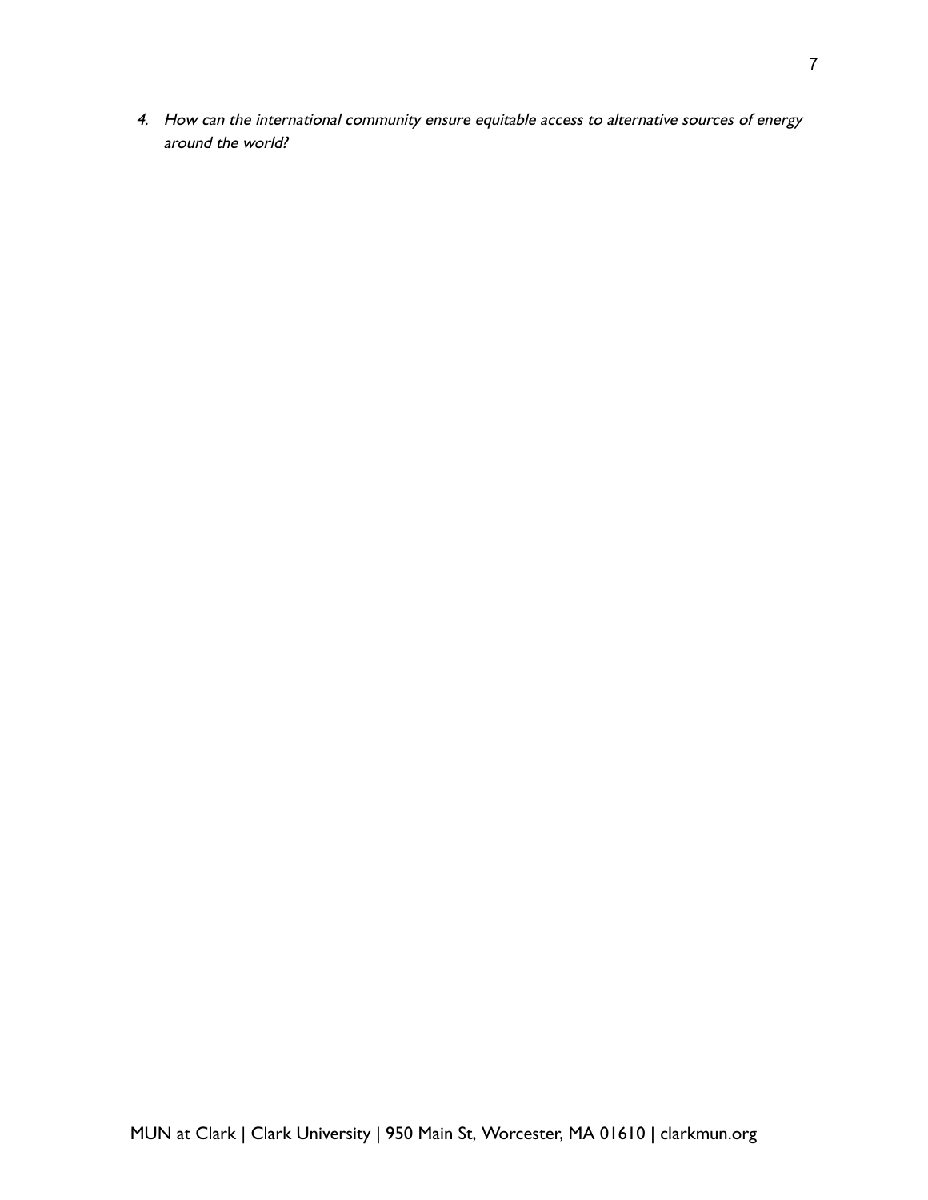4. *How can the international community ensure equitable access to alternative sources of energy around the world?*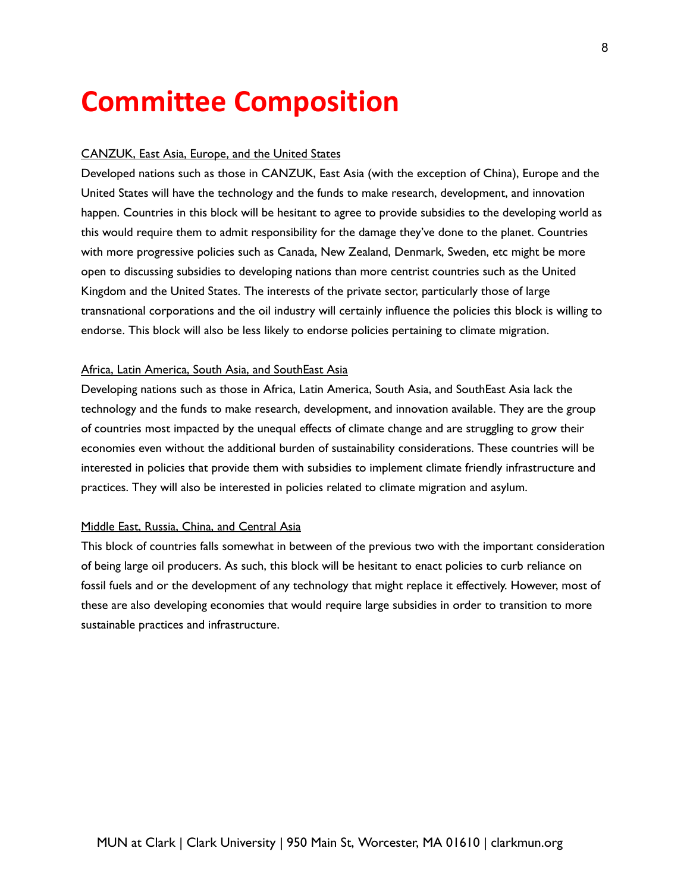# Committee Composition

CANZUK, East Asia, Europe, and the United States

Developed nations such as those in CANZUK, East Asia (with the exception of China), Europe and the United States will have the technology and the funds to make research, development, and innovation happen. Countries in this block will be hesitant to agree to provide subsidies to the developing world as this would require them to admit responsibility for the damage they've done to the planet. Countries with more progressive policies such as Canada, New Zealand, Denmark, Sweden, etc might be more open to discussing subsidies to developing nations than more centrist countries such as the United Kingdom and the United States. The interests of the private sector, particularly those of large transnational corporations and the oil industry will certainly influence the policies this block is willing to endorse. This block will also be less likely to endorse policies pertaining to climate migration.

Africa, Latin America, South Asia, and SouthEast Asia

Developing nations such as those in Africa, Latin America, South Asia, and SouthEast Asia lack the technology and the funds to make research, development, and innovation available. They are the group of countries most impacted by the unequal effects of climate change and are struggling to grow their economies even without the additional burden of sustainability considerations. These countries will be interested in policies that provide them with subsidies to implement climate friendly infrastructure and practices. They will also be interested in policies related to climate migration and asylum.

Middle East, Russia, China, and Central Asia

This block of countries falls somewhat in between of the previous two with the important consideration of being large oil producers. As such, this block will be hesitant to enact policies to curb reliance on fossil fuels and or the development of any technology that might replace it effectively. However, most of these are also developing economies that would require large subsidies in order to transition to more sustainable practices and infrastructure.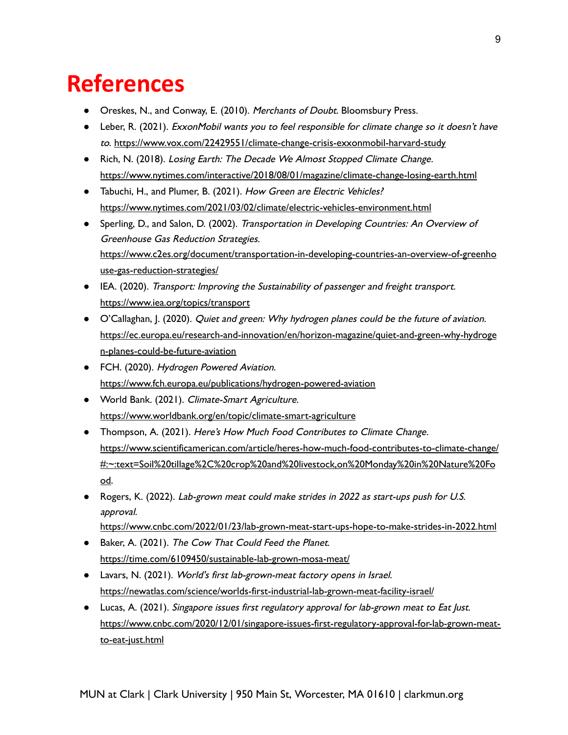# References

- Oreskes, N., and Conway, E. (2010). *Merchants of Doubt.* Bloomsbury Press.
- Leber, R. (2021). *ExxonMobil wants you to feel responsible for climate change so it doesn't have to.* https://www.vox.com/22429551/climate-change-crisis-exxonmobil-harvard-study
- Rich, N. (2018). *Losing Earth: The Decade We Almost Stopped Climate Change.* https://www.nytimes.com/interactive/2018/08/01/magazine/climate-change-losing-earth.html
- Tabuchi, H., and Plumer, B. (2021). *How Green are Electric Vehicles?* https://www.nytimes.com/2021/03/02/climate/electric-vehicles-environment.html
- Sperling, D., and Salon, D. (2002). *Transportation in Developing Countries: An Overview of Greenhouse Gas Reduction Strategies.* https://www.c2es.org/document/transportation-in-developing-countries-an-overview-of-greenhouse-gas-reduction-strategies/
- IEA. (2020). *Transport: Improving the Sustainability of passenger and freight transport.* https://www.iea.org/topics/transport
- O'Callaghan, J. (2020). *Quiet and green: Why hydrogen planes could be the future of aviation.* https://ec.europa.eu/research-and-innovation/en/horizon-magazine/quiet-and-green-why-hydrogen-planes-could-be-future-aviation
- FCH. (2020). *Hydrogen Powered Aviation.* https://www.fch.europa.eu/publications/hydrogen-powered-aviation
- World Bank. (2021). *Climate-Smart Agriculture.* https://www.worldbank.org/en/topic/climate-smart-agriculture
- Thompson, A. (2021). *Here's How Much Food Contributes to Climate Change.* https://www.scientificamerican.com/article/heres-how-much-food-contributes-to-climate-change/#:~:text=Soil%20tillage%2C%20crop%20and%20livestock,on%20Monday%20in%20Nature%20Food.
- Rogers, K. (2022). *Lab-grown meat could make strides in 2022 as start-ups push for U.S. approval.* https://www.cnbc.com/2022/01/23/lab-grown-meat-start-ups-hope-to-make-strides-in-2022.html
- Baker, A. (2021). *The Cow That Could Feed the Planet.* https://time.com/6109450/sustainable-lab-grown-mosa-meat/
- Lavars, N. (2021). *World's first lab-grown-meat factory opens in Israel.* https://newatlas.com/science/worlds-first-industrial-lab-grown-meat-facility-israel/
- Lucas, A. (2021). *Singapore issues first regulatory approval for lab-grown meat to Eat Just.* https://www.cnbc.com/2020/12/01/singapore-issues-first-regulatory-approval-for-lab-grown-meat-to-eat-just.html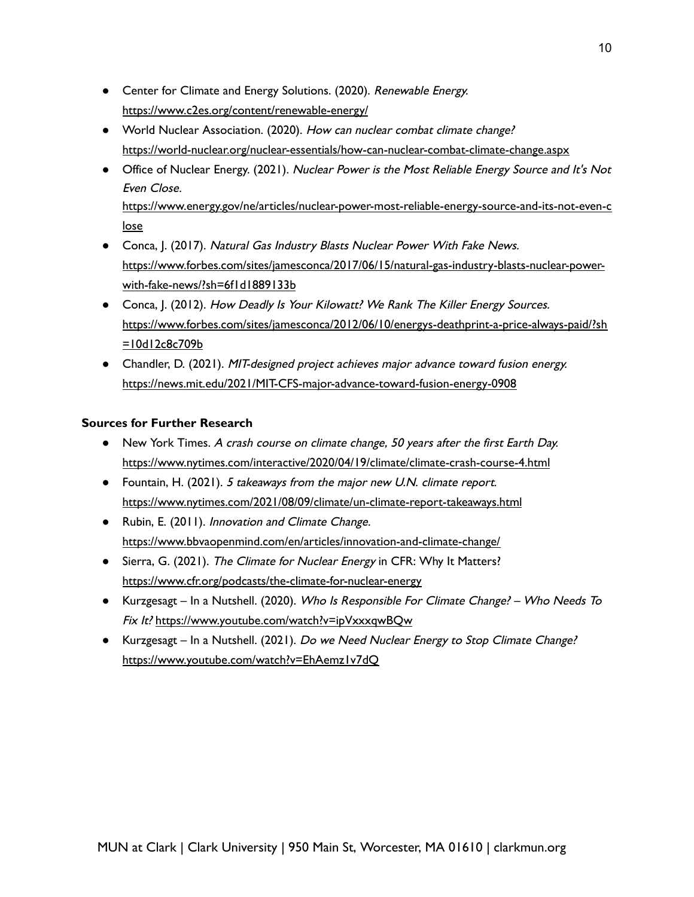- Center for Climate and Energy Solutions. (2020). *Renewable Energy.* https://www.c2es.org/content/renewable-energy/
- World Nuclear Association. (2020). *How can nuclear combat climate change?* https://world-nuclear.org/nuclear-essentials/how-can-nuclear-combat-climate-change.aspx
- Office of Nuclear Energy. (2021). *Nuclear Power is the Most Reliable Energy Source and It's Not Even Close.* https://www.energy.gov/ne/articles/nuclear-power-most-reliable-energy-source-and-its-not-even-close
- Conca, J. (2017). *Natural Gas Industry Blasts Nuclear Power With Fake News.* https://www.forbes.com/sites/jamesconca/2017/06/15/natural-gas-industry-blasts-nuclear-power-with-fake-news/?sh=6f1d1889133b
- Conca, J. (2012). *How Deadly Is Your Kilowatt? We Rank The Killer Energy Sources.* https://www.forbes.com/sites/jamesconca/2012/06/10/energys-deathprint-a-price-always-paid/?sh=10d12c8c709b
- Chandler, D. (2021). *MIT-designed project achieves major advance toward fusion energy.* https://news.mit.edu/2021/MIT-CFS-major-advance-toward-fusion-energy-0908

**Sources for Further Research**

- New York Times. *A crash course on climate change, 50 years after the first Earth Day.* https://www.nytimes.com/interactive/2020/04/19/climate/climate-crash-course-4.html
- Fountain, H. (2021). *5 takeaways from the major new U.N. climate report.* https://www.nytimes.com/2021/08/09/climate/un-climate-report-takeaways.html
- Rubin, E. (2011). *Innovation and Climate Change.* https://www.bbvaopenmind.com/en/articles/innovation-and-climate-change/
- Sierra, G. (2021). *The Climate for Nuclear Energy* in CFR: Why It Matters? https://www.cfr.org/podcasts/the-climate-for-nuclear-energy
- Kurzgesagt – In a Nutshell. (2020). *Who Is Responsible For Climate Change? – Who Needs To Fix It?* https://www.youtube.com/watch?v=ipVxxxqwBQw
- Kurzgesagt – In a Nutshell. (2021). *Do we Need Nuclear Energy to Stop Climate Change?* https://www.youtube.com/watch?v=EhAemz1v7dQ